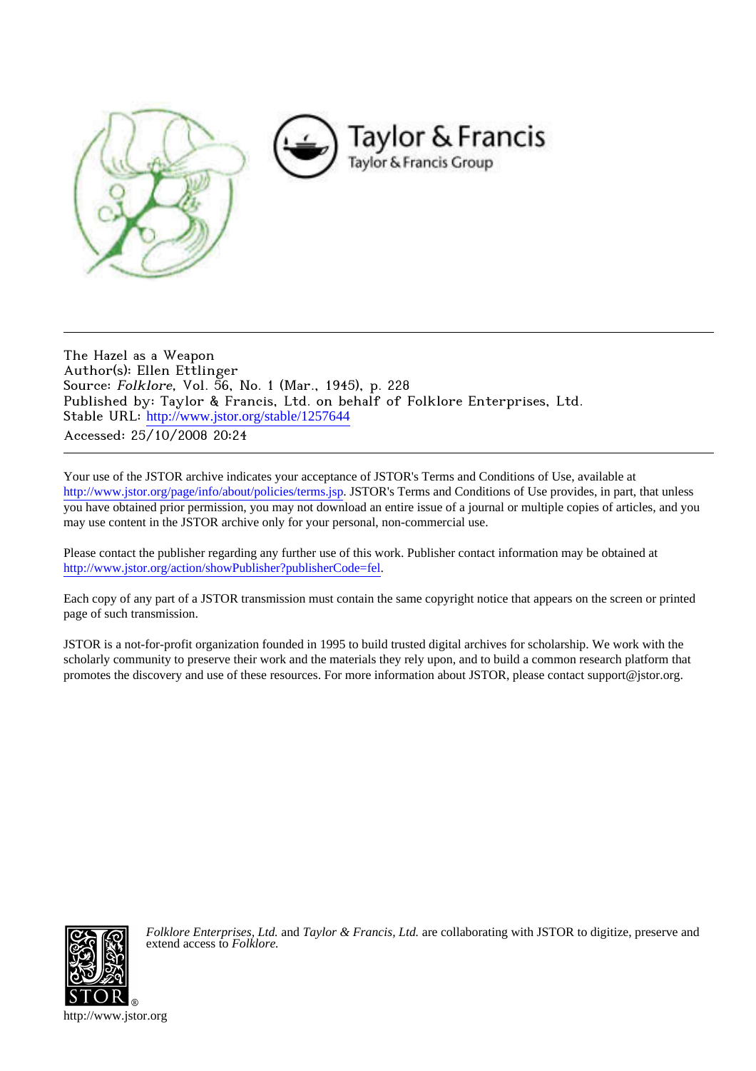The Hazel as a Weapon
Author(s): Ellen Ettlinger
Source: *Folklore*, Vol. 56, No. 1 (Mar., 1945), p. 228
Published by: Taylor & Francis, Ltd. on behalf of Folklore Enterprises, Ltd.
Stable URL: http://www.jstor.org/stable/1257644
Accessed: 25/10/2008 20:24

---

Your use of the JSTOR archive indicates your acceptance of JSTOR's Terms and Conditions of Use, available at http://www.jstor.org/page/info/about/policies/terms.jsp. JSTOR's Terms and Conditions of Use provides, in part, that unless you have obtained prior permission, you may not download an entire issue of a journal or multiple copies of articles, and you may use content in the JSTOR archive only for your personal, non-commercial use.

Please contact the publisher regarding any further use of this work. Publisher contact information may be obtained at http://www.jstor.org/action/showPublisher?publisherCode=fel.

Each copy of any part of a JSTOR transmission must contain the same copyright notice that appears on the screen or printed page of such transmission.

JSTOR is a not-for-profit organization founded in 1995 to build trusted digital archives for scholarship. We work with the scholarly community to preserve their work and the materials they rely upon, and to build a common research platform that promotes the discovery and use of these resources. For more information about JSTOR, please contact support@jstor.org.

*Folklore Enterprises, Ltd.* and *Taylor & Francis, Ltd.* are collaborating with JSTOR to digitize, preserve and extend access to *Folklore.*

http://www.jstor.org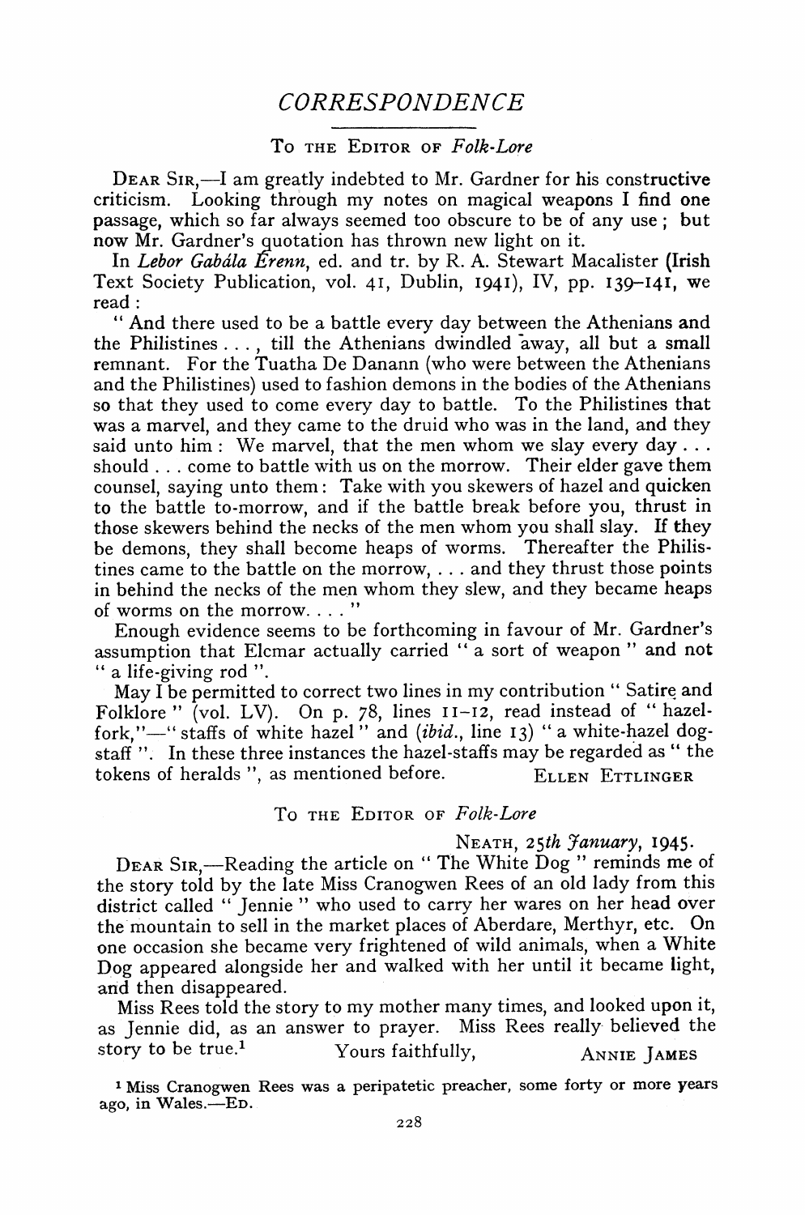# CORRESPONDENCE

To the Editor of *Folk-Lore*

Dear Sir,—I am greatly indebted to Mr. Gardner for his constructive criticism. Looking through my notes on magical weapons I find one passage, which so far always seemed too obscure to be of any use; but now Mr. Gardner's quotation has thrown new light on it.

In *Lebor Gabála Érenn*, ed. and tr. by R. A. Stewart Macalister (Irish Text Society Publication, vol. 41, Dublin, 1941), IV, pp. 139–141, we read:

" And there used to be a battle every day between the Athenians and the Philistines . . . , till the Athenians dwindled away, all but a small remnant. For the Tuatha De Danann (who were between the Athenians and the Philistines) used to fashion demons in the bodies of the Athenians so that they used to come every day to battle. To the Philistines that was a marvel, and they came to the druid who was in the land, and they said unto him: We marvel, that the men whom we slay every day . . . should . . . come to battle with us on the morrow. Their elder gave them counsel, saying unto them: Take with you skewers of hazel and quicken to the battle to-morrow, and if the battle break before you, thrust in those skewers behind the necks of the men whom you shall slay. If they be demons, they shall become heaps of worms. Thereafter the Philistines came to the battle on the morrow, . . . and they thrust those points in behind the necks of the men whom they slew, and they became heaps of worms on the morrow. . . . "

Enough evidence seems to be forthcoming in favour of Mr. Gardner's assumption that Elcmar actually carried " a sort of weapon " and not " a life-giving rod ".

May I be permitted to correct two lines in my contribution " Satire and Folklore " (vol. LV). On p. 78, lines 11–12, read instead of " hazel-fork,"—" staffs of white hazel " and (*ibid.*, line 13) " a white-hazel dog-staff ". In these three instances the hazel-staffs may be regarded as " the tokens of heralds ", as mentioned before.

Ellen Ettlinger

To the Editor of *Folk-Lore*

Neath, 25*th January*, 1945.

Dear Sir,—Reading the article on " The White Dog " reminds me of the story told by the late Miss Cranogwen Rees of an old lady from this district called " Jennie " who used to carry her wares on her head over the mountain to sell in the market places of Aberdare, Merthyr, etc. On one occasion she became very frightened of wild animals, when a White Dog appeared alongside her and walked with her until it became light, and then disappeared.

Miss Rees told the story to my mother many times, and looked upon it, as Jennie did, as an answer to prayer. Miss Rees really believed the story to be true.[1]

Yours faithfully,

Annie James

[1] Miss Cranogwen Rees was a peripatetic preacher, some forty or more years ago, in Wales.—Ed.